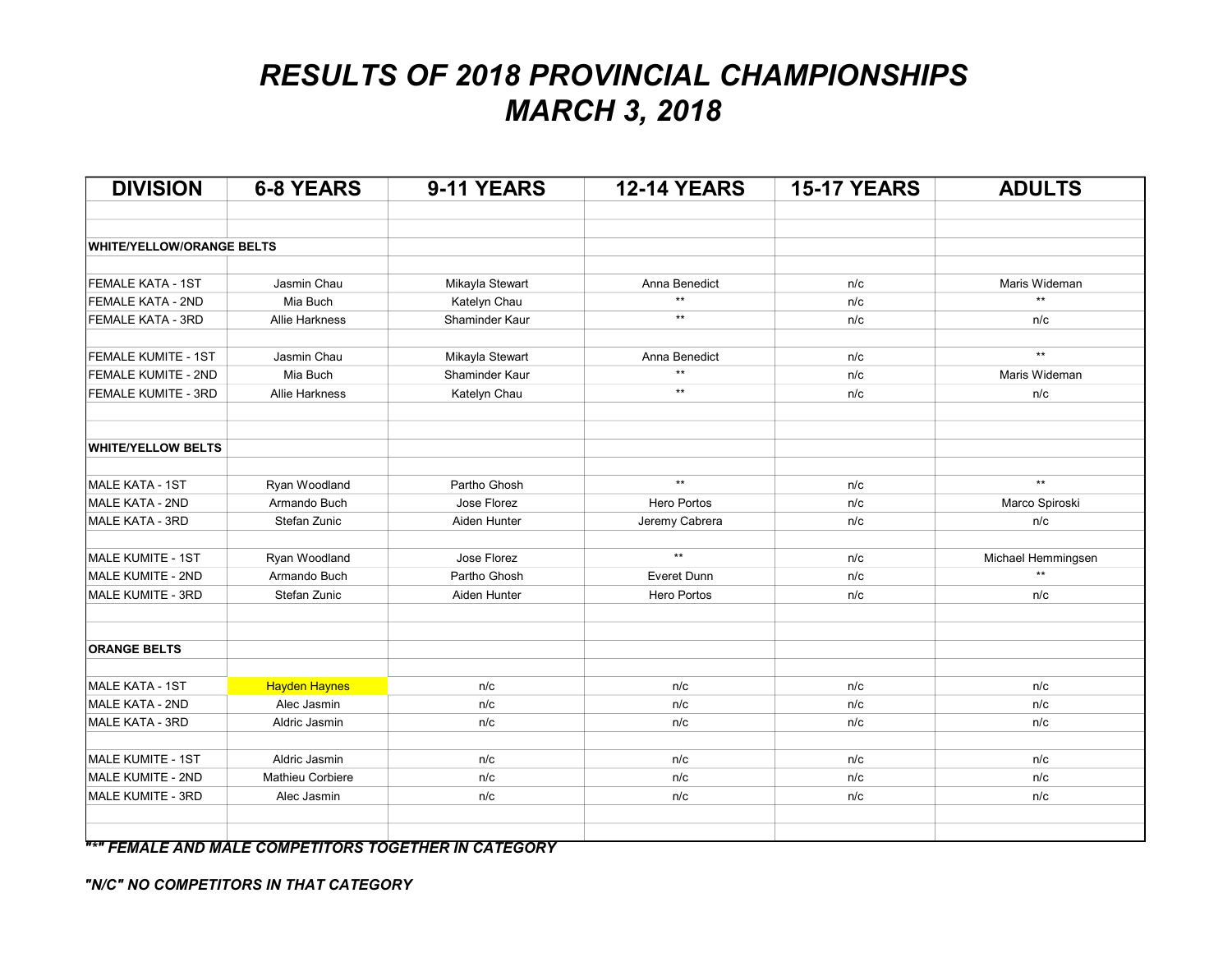# *RESULTS OF 2018 PROVINCIAL CHAMPIONSHIPS*
# *MARCH 3, 2018*

| DIVISION | 6-8 YEARS | 9-11 YEARS | 12-14 YEARS | 15-17 YEARS | ADULTS |
|---|---|---|---|---|---|
| **WHITE/YELLOW/ORANGE BELTS** | | | | | |
| FEMALE KATA - 1ST | Jasmin Chau | Mikayla Stewart | Anna Benedict | n/c | Maris Wideman |
| FEMALE KATA - 2ND | Mia Buch | Katelyn Chau | ** | n/c | ** |
| FEMALE KATA - 3RD | Allie Harkness | Shaminder Kaur | ** | n/c | n/c |
| FEMALE KUMITE - 1ST | Jasmin Chau | Mikayla Stewart | Anna Benedict | n/c | ** |
| FEMALE KUMITE - 2ND | Mia Buch | Shaminder Kaur | ** | n/c | Maris Wideman |
| FEMALE KUMITE - 3RD | Allie Harkness | Katelyn Chau | ** | n/c | n/c |
| **WHITE/YELLOW BELTS** | | | | | |
| MALE KATA - 1ST | Ryan Woodland | Partho Ghosh | ** | n/c | ** |
| MALE KATA - 2ND | Armando Buch | Jose Florez | Hero Portos | n/c | Marco Spiroski |
| MALE KATA - 3RD | Stefan Zunic | Aiden Hunter | Jeremy Cabrera | n/c | n/c |
| MALE KUMITE - 1ST | Ryan Woodland | Jose Florez | ** | n/c | Michael Hemmingsen |
| MALE KUMITE - 2ND | Armando Buch | Partho Ghosh | Everet Dunn | n/c | ** |
| MALE KUMITE - 3RD | Stefan Zunic | Aiden Hunter | Hero Portos | n/c | n/c |
| **ORANGE BELTS** | | | | | |
| MALE KATA - 1ST | Hayden Haynes | n/c | n/c | n/c | n/c |
| MALE KATA - 2ND | Alec Jasmin | n/c | n/c | n/c | n/c |
| MALE KATA - 3RD | Aldric Jasmin | n/c | n/c | n/c | n/c |
| MALE KUMITE - 1ST | Aldric Jasmin | n/c | n/c | n/c | n/c |
| MALE KUMITE - 2ND | Mathieu Corbiere | n/c | n/c | n/c | n/c |
| MALE KUMITE - 3RD | Alec Jasmin | n/c | n/c | n/c | n/c |

***"\*" FEMALE AND MALE COMPETITORS TOGETHER IN CATEGORY***

***"N/C" NO COMPETITORS IN THAT CATEGORY***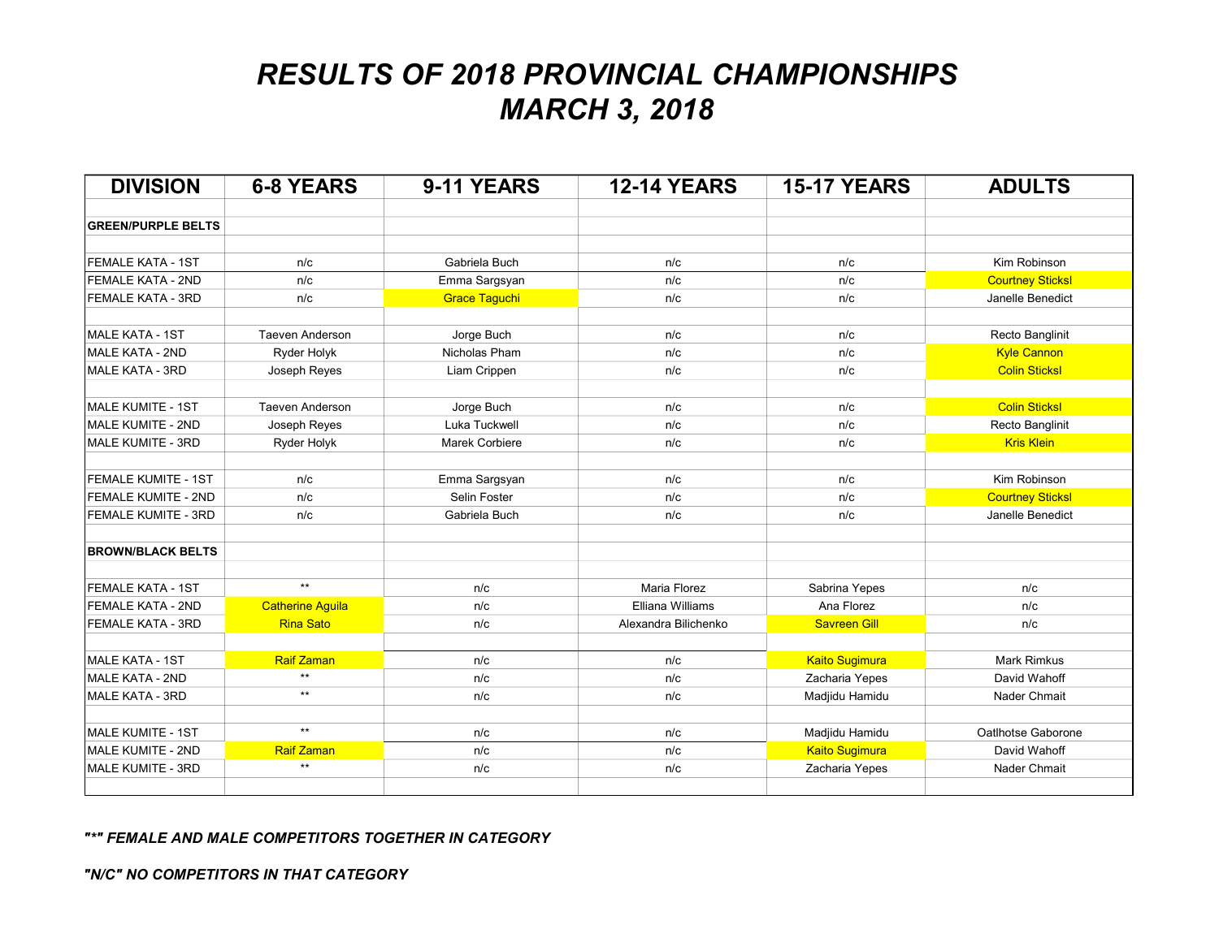# RESULTS OF 2018 PROVINCIAL CHAMPIONSHIPS
# MARCH 3, 2018

| DIVISION | 6-8 YEARS | 9-11 YEARS | 12-14 YEARS | 15-17 YEARS | ADULTS |
|---|---|---|---|---|---|
| **GREEN/PURPLE BELTS** | | | | | |
| FEMALE KATA - 1ST | n/c | Gabriela Buch | n/c | n/c | Kim Robinson |
| FEMALE KATA - 2ND | n/c | Emma Sargsyan | n/c | n/c | Courtney Sticksl |
| FEMALE KATA - 3RD | n/c | Grace Taguchi | n/c | n/c | Janelle Benedict |
| MALE KATA - 1ST | Taeven Anderson | Jorge Buch | n/c | n/c | Recto Banglinit |
| MALE KATA - 2ND | Ryder Holyk | Nicholas Pham | n/c | n/c | Kyle Cannon |
| MALE KATA - 3RD | Joseph Reyes | Liam Crippen | n/c | n/c | Colin Sticksl |
| MALE KUMITE - 1ST | Taeven Anderson | Jorge Buch | n/c | n/c | Colin Sticksl |
| MALE KUMITE - 2ND | Joseph Reyes | Luka Tuckwell | n/c | n/c | Recto Banglinit |
| MALE KUMITE - 3RD | Ryder Holyk | Marek Corbiere | n/c | n/c | Kris Klein |
| FEMALE KUMITE - 1ST | n/c | Emma Sargsyan | n/c | n/c | Kim Robinson |
| FEMALE KUMITE - 2ND | n/c | Selin Foster | n/c | n/c | Courtney Sticksl |
| FEMALE KUMITE - 3RD | n/c | Gabriela Buch | n/c | n/c | Janelle Benedict |
| **BROWN/BLACK BELTS** | | | | | |
| FEMALE KATA - 1ST | ** | n/c | Maria Florez | Sabrina Yepes | n/c |
| FEMALE KATA - 2ND | Catherine Aguila | n/c | Elliana Williams | Ana Florez | n/c |
| FEMALE KATA - 3RD | Rina Sato | n/c | Alexandra Bilichenko | Savreen Gill | n/c |
| MALE KATA - 1ST | Raif Zaman | n/c | n/c | Kaito Sugimura | Mark Rimkus |
| MALE KATA - 2ND | ** | n/c | n/c | Zacharia Yepes | David Wahoff |
| MALE KATA - 3RD | ** | n/c | n/c | Madjidu Hamidu | Nader Chmait |
| MALE KUMITE - 1ST | ** | n/c | n/c | Madjidu Hamidu | Oatlhotse Gaborone |
| MALE KUMITE - 2ND | Raif Zaman | n/c | n/c | Kaito Sugimura | David Wahoff |
| MALE KUMITE - 3RD | ** | n/c | n/c | Zacharia Yepes | Nader Chmait |

***"\*" FEMALE AND MALE COMPETITORS TOGETHER IN CATEGORY***

***"N/C" NO COMPETITORS IN THAT CATEGORY***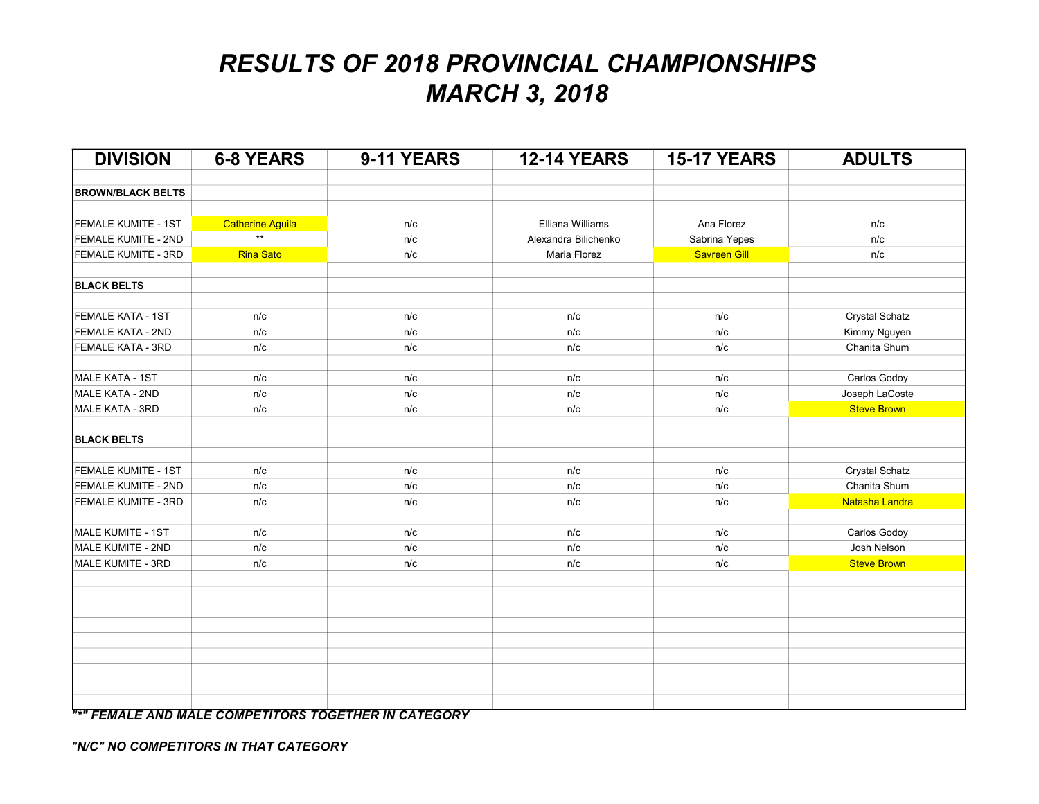# *RESULTS OF 2018 PROVINCIAL CHAMPIONSHIPS*
# *MARCH 3, 2018*

| DIVISION | 6-8 YEARS | 9-11 YEARS | 12-14 YEARS | 15-17 YEARS | ADULTS |
|---|---|---|---|---|---|
| **BROWN/BLACK BELTS** | | | | | |
| FEMALE KUMITE - 1ST | Catherine Aguila | n/c | Elliana Williams | Ana Florez | n/c |
| FEMALE KUMITE - 2ND | ** | n/c | Alexandra Bilichenko | Sabrina Yepes | n/c |
| FEMALE KUMITE - 3RD | Rina Sato | n/c | Maria Florez | Savreen Gill | n/c |
| **BLACK BELTS** | | | | | |
| FEMALE KATA - 1ST | n/c | n/c | n/c | n/c | Crystal Schatz |
| FEMALE KATA - 2ND | n/c | n/c | n/c | n/c | Kimmy Nguyen |
| FEMALE KATA - 3RD | n/c | n/c | n/c | n/c | Chanita Shum |
| MALE KATA - 1ST | n/c | n/c | n/c | n/c | Carlos Godoy |
| MALE KATA - 2ND | n/c | n/c | n/c | n/c | Joseph LaCoste |
| MALE KATA - 3RD | n/c | n/c | n/c | n/c | Steve Brown |
| **BLACK BELTS** | | | | | |
| FEMALE KUMITE - 1ST | n/c | n/c | n/c | n/c | Crystal Schatz |
| FEMALE KUMITE - 2ND | n/c | n/c | n/c | n/c | Chanita Shum |
| FEMALE KUMITE - 3RD | n/c | n/c | n/c | n/c | Natasha Landra |
| MALE KUMITE - 1ST | n/c | n/c | n/c | n/c | Carlos Godoy |
| MALE KUMITE - 2ND | n/c | n/c | n/c | n/c | Josh Nelson |
| MALE KUMITE - 3RD | n/c | n/c | n/c | n/c | Steve Brown |

***"*" FEMALE AND MALE COMPETITORS TOGETHER IN CATEGORY***

***"N/C" NO COMPETITORS IN THAT CATEGORY***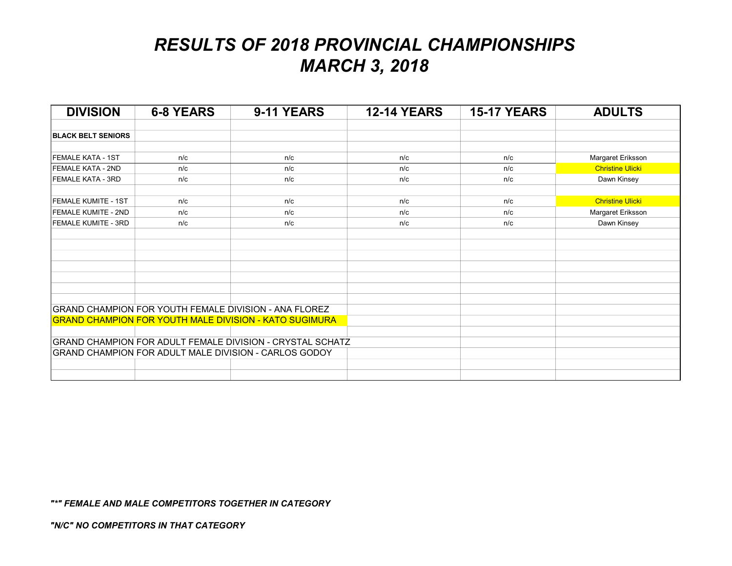# RESULTS OF 2018 PROVINCIAL CHAMPIONSHIPS
# MARCH 3, 2018

| DIVISION | 6-8 YEARS | 9-11 YEARS | 12-14 YEARS | 15-17 YEARS | ADULTS |
|---|---|---|---|---|---|
| **BLACK BELT SENIORS** | | | | | |
| FEMALE KATA - 1ST | n/c | n/c | n/c | n/c | Margaret Eriksson |
| FEMALE KATA - 2ND | n/c | n/c | n/c | n/c | Christine Ulicki |
| FEMALE KATA - 3RD | n/c | n/c | n/c | n/c | Dawn Kinsey |
| FEMALE KUMITE - 1ST | n/c | n/c | n/c | n/c | Christine Ulicki |
| FEMALE KUMITE - 2ND | n/c | n/c | n/c | n/c | Margaret Eriksson |
| FEMALE KUMITE - 3RD | n/c | n/c | n/c | n/c | Dawn Kinsey |

GRAND CHAMPION FOR YOUTH FEMALE DIVISION - ANA FLOREZ

GRAND CHAMPION FOR YOUTH MALE DIVISION - KATO SUGIMURA

GRAND CHAMPION FOR ADULT FEMALE DIVISION - CRYSTAL SCHATZ

GRAND CHAMPION FOR ADULT MALE DIVISION - CARLOS GODOY

*"*" FEMALE AND MALE COMPETITORS TOGETHER IN CATEGORY*

*"N/C" NO COMPETITORS IN THAT CATEGORY*